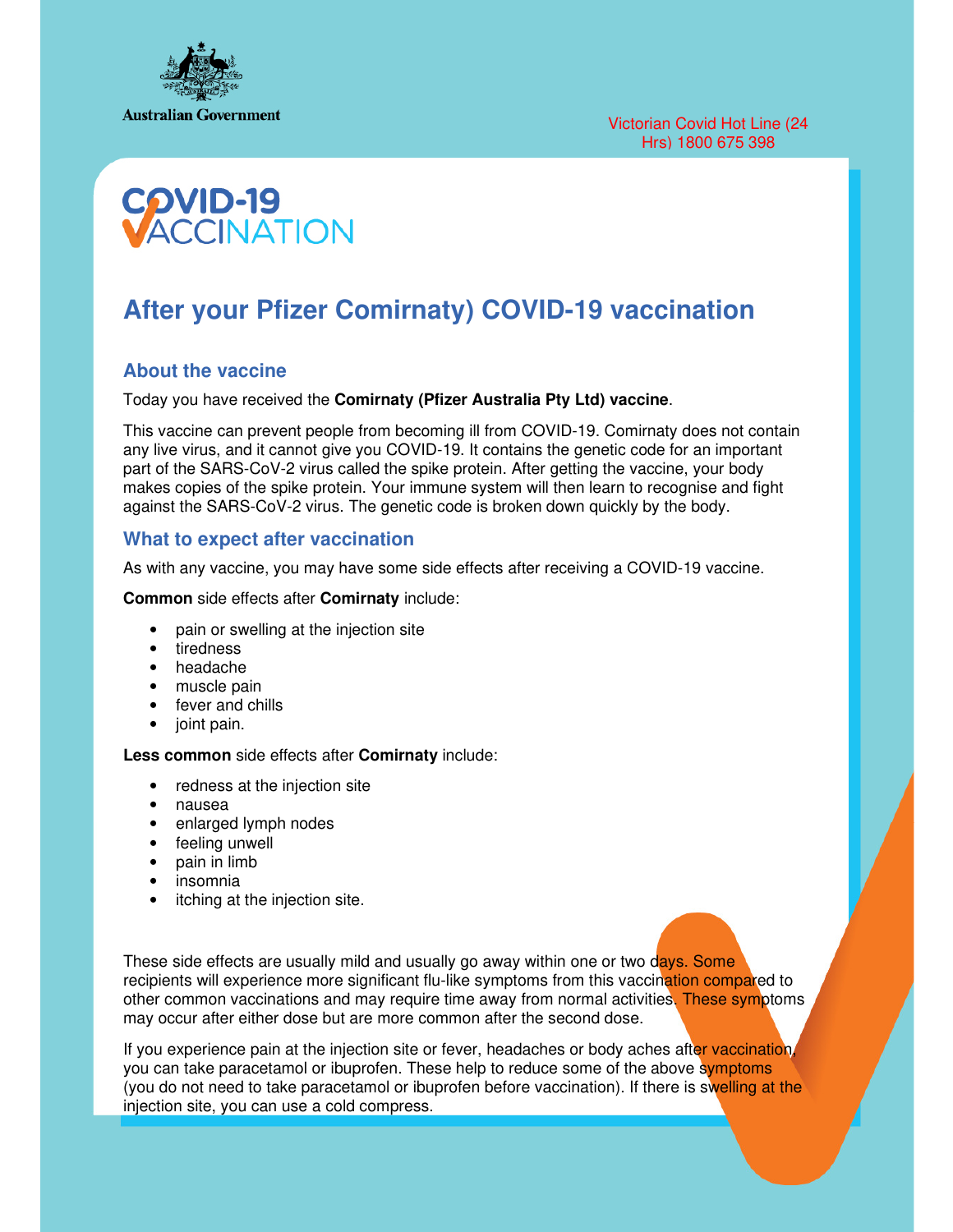Australian Government

Victorian Covid Hot Line (24 Hrs) 1800 675 398

COVID-19 VACCINATION

# After your Pfizer Comirnaty) COVID-19 vaccination

## About the vaccine

Today you have received the **Comirnaty (Pfizer Australia Pty Ltd) vaccine**.

This vaccine can prevent people from becoming ill from COVID-19. Comirnaty does not contain any live virus, and it cannot give you COVID-19. It contains the genetic code for an important part of the SARS-CoV-2 virus called the spike protein. After getting the vaccine, your body makes copies of the spike protein. Your immune system will then learn to recognise and fight against the SARS-CoV-2 virus. The genetic code is broken down quickly by the body.

## What to expect after vaccination

As with any vaccine, you may have some side effects after receiving a COVID-19 vaccine.

**Common** side effects after **Comirnaty** include:

- pain or swelling at the injection site
- tiredness
- headache
- muscle pain
- fever and chills
- joint pain.

**Less common** side effects after **Comirnaty** include:

- redness at the injection site
- nausea
- enlarged lymph nodes
- feeling unwell
- pain in limb
- insomnia
- itching at the injection site.

These side effects are usually mild and usually go away within one or two days. Some recipients will experience more significant flu-like symptoms from this vaccination compared to other common vaccinations and may require time away from normal activities. These symptoms may occur after either dose but are more common after the second dose.

If you experience pain at the injection site or fever, headaches or body aches after vaccination, you can take paracetamol or ibuprofen. These help to reduce some of the above symptoms (you do not need to take paracetamol or ibuprofen before vaccination). If there is swelling at the injection site, you can use a cold compress.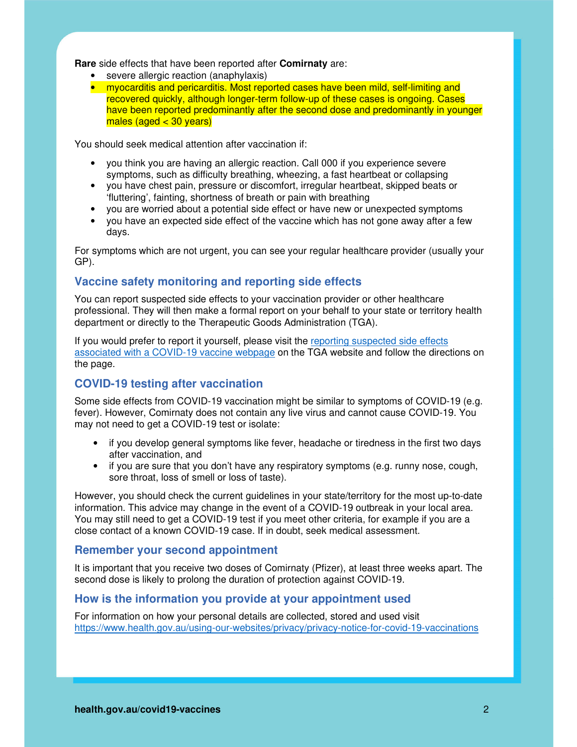**Rare** side effects that have been reported after **Comirnaty** are:

- severe allergic reaction (anaphylaxis)
- myocarditis and pericarditis. Most reported cases have been mild, self-limiting and recovered quickly, although longer-term follow-up of these cases is ongoing. Cases have been reported predominantly after the second dose and predominantly in younger males (aged < 30 years)

You should seek medical attention after vaccination if:

- you think you are having an allergic reaction. Call 000 if you experience severe symptoms, such as difficulty breathing, wheezing, a fast heartbeat or collapsing
- you have chest pain, pressure or discomfort, irregular heartbeat, skipped beats or 'fluttering', fainting, shortness of breath or pain with breathing
- you are worried about a potential side effect or have new or unexpected symptoms
- you have an expected side effect of the vaccine which has not gone away after a few days.

For symptoms which are not urgent, you can see your regular healthcare provider (usually your GP).

## Vaccine safety monitoring and reporting side effects

You can report suspected side effects to your vaccination provider or other healthcare professional. They will then make a formal report on your behalf to your state or territory health department or directly to the Therapeutic Goods Administration (TGA).

If you would prefer to report it yourself, please visit the reporting suspected side effects associated with a COVID-19 vaccine webpage on the TGA website and follow the directions on the page.

## COVID-19 testing after vaccination

Some side effects from COVID-19 vaccination might be similar to symptoms of COVID-19 (e.g. fever). However, Comirnaty does not contain any live virus and cannot cause COVID-19. You may not need to get a COVID-19 test or isolate:

- if you develop general symptoms like fever, headache or tiredness in the first two days after vaccination, and
- if you are sure that you don't have any respiratory symptoms (e.g. runny nose, cough, sore throat, loss of smell or loss of taste).

However, you should check the current guidelines in your state/territory for the most up-to-date information. This advice may change in the event of a COVID-19 outbreak in your local area. You may still need to get a COVID-19 test if you meet other criteria, for example if you are a close contact of a known COVID-19 case. If in doubt, seek medical assessment.

## Remember your second appointment

It is important that you receive two doses of Comirnaty (Pfizer), at least three weeks apart. The second dose is likely to prolong the duration of protection against COVID-19.

## How is the information you provide at your appointment used

For information on how your personal details are collected, stored and used visit https://www.health.gov.au/using-our-websites/privacy/privacy-notice-for-covid-19-vaccinations

**health.gov.au/covid19-vaccines**